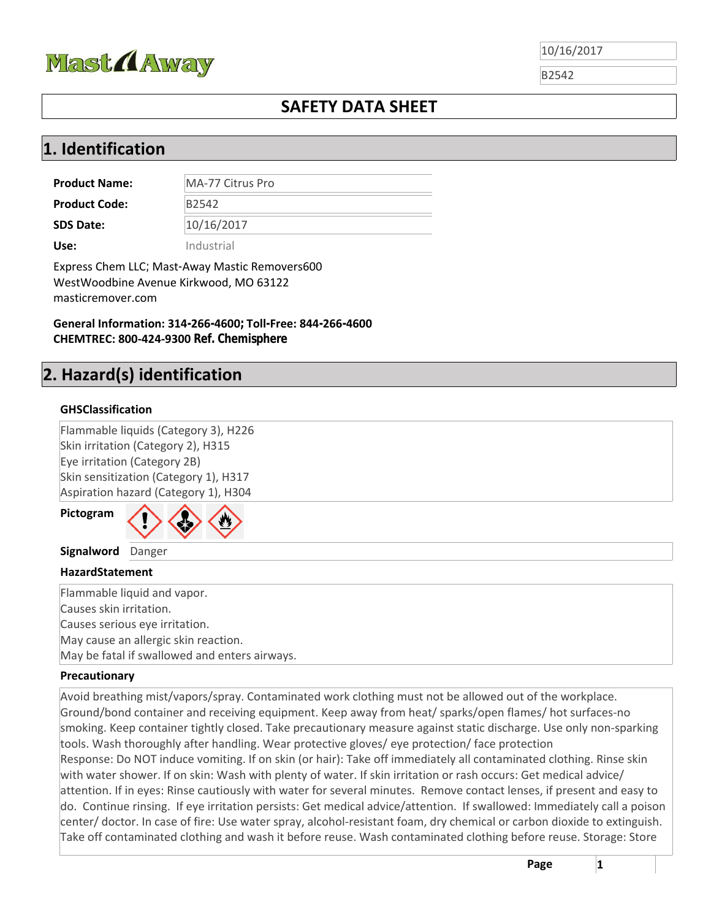Mast Away

10/16/2017

B2542

# SAFETY DATA SHEET

## 1. Identification

| | |
|---|---|
| **Product Name:** | MA-77 Citrus Pro |
| **Product Code:** | B2542 |
| **SDS Date:** | 10/16/2017 |
| **Use:** | Industrial |

Express Chem LLC; Mast-Away Mastic Removers600
WestWoodbine Avenue Kirkwood, MO 63122
masticremover.com

**General Information: 314-266-4600; Toll-Free: 844-266-4600**
**CHEMTREC: 800-424-9300 Ref. Chemisphere**

## 2. Hazard(s) identification

### GHSClassification

Flammable liquids (Category 3), H226
Skin irritation (Category 2), H315
Eye irritation (Category 2B)
Skin sensitization (Category 1), H317
Aspiration hazard (Category 1), H304

**Pictogram**

**Signalword** Danger

### HazardStatement

Flammable liquid and vapor.
Causes skin irritation.
Causes serious eye irritation.
May cause an allergic skin reaction.
May be fatal if swallowed and enters airways.

### Precautionary

Avoid breathing mist/vapors/spray. Contaminated work clothing must not be allowed out of the workplace. Ground/bond container and receiving equipment. Keep away from heat/ sparks/open flames/ hot surfaces-no smoking. Keep container tightly closed. Take precautionary measure against static discharge. Use only non-sparking tools. Wash thoroughly after handling. Wear protective gloves/ eye protection/ face protection
Response: Do NOT induce vomiting. If on skin (or hair): Take off immediately all contaminated clothing. Rinse skin with water shower. If on skin: Wash with plenty of water. If skin irritation or rash occurs: Get medical advice/ attention. If in eyes: Rinse cautiously with water for several minutes. Remove contact lenses, if present and easy to do. Continue rinsing. If eye irritation persists: Get medical advice/attention. If swallowed: Immediately call a poison center/ doctor. In case of fire: Use water spray, alcohol-resistant foam, dry chemical or carbon dioxide to extinguish. Take off contaminated clothing and wash it before reuse. Wash contaminated clothing before reuse. Storage: Store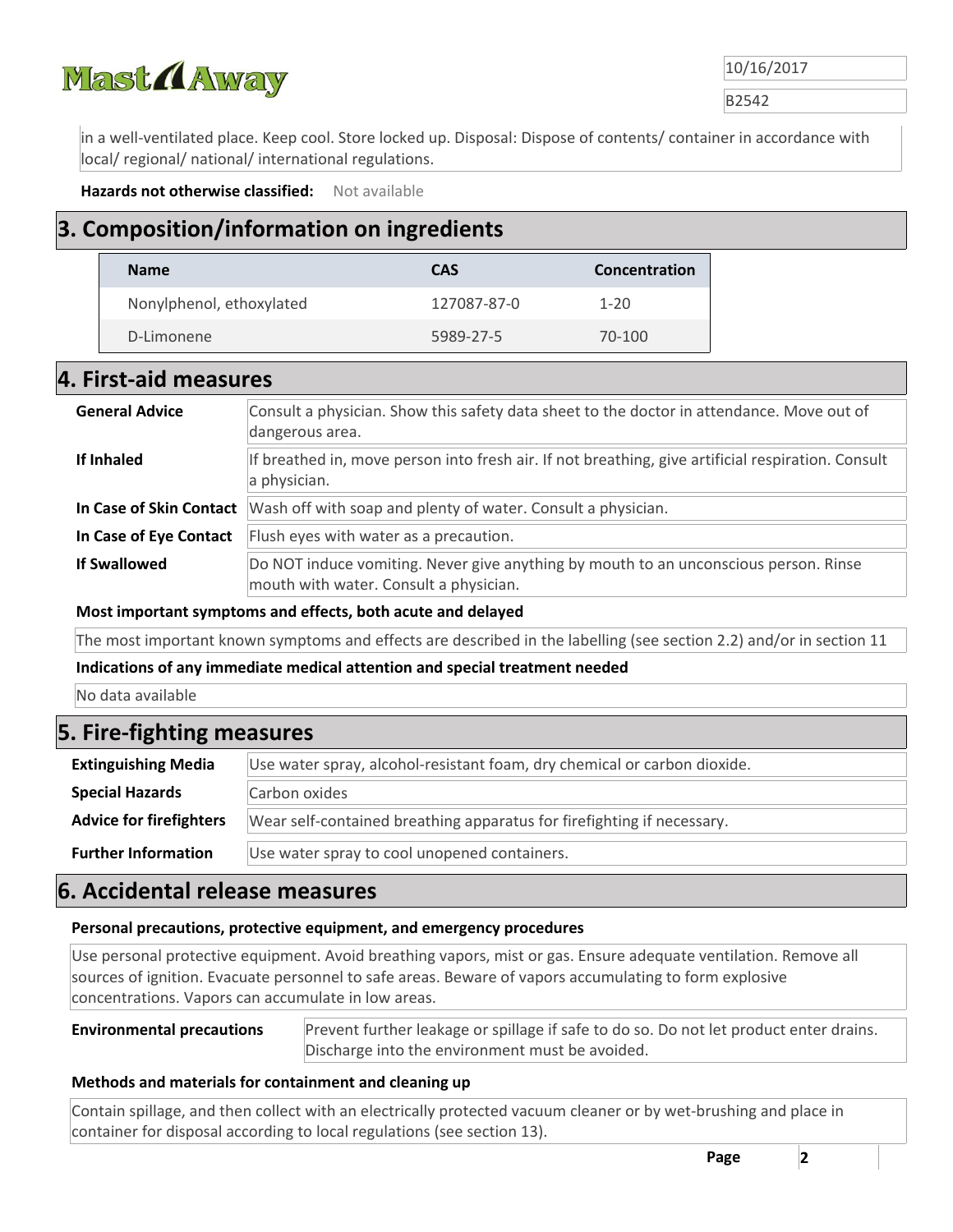in a well-ventilated place. Keep cool. Store locked up. Disposal: Dispose of contents/ container in accordance with local/ regional/ national/ international regulations.

**Hazards not otherwise classified:** Not available

## 3. Composition/information on ingredients

| Name | CAS | Concentration |
|---|---|---|
| Nonylphenol, ethoxylated | 127087-87-0 | 1-20 |
| D-Limonene | 5989-27-5 | 70-100 |

## 4. First-aid measures

| | |
|---|---|
| **General Advice** | Consult a physician. Show this safety data sheet to the doctor in attendance. Move out of dangerous area. |
| **If Inhaled** | If breathed in, move person into fresh air. If not breathing, give artificial respiration. Consult a physician. |
| **In Case of Skin Contact** | Wash off with soap and plenty of water. Consult a physician. |
| **In Case of Eye Contact** | Flush eyes with water as a precaution. |
| **If Swallowed** | Do NOT induce vomiting. Never give anything by mouth to an unconscious person. Rinse mouth with water. Consult a physician. |

**Most important symptoms and effects, both acute and delayed**

The most important known symptoms and effects are described in the labelling (see section 2.2) and/or in section 11

**Indications of any immediate medical attention and special treatment needed**

No data available

## 5. Fire-fighting measures

| | |
|---|---|
| **Extinguishing Media** | Use water spray, alcohol-resistant foam, dry chemical or carbon dioxide. |
| **Special Hazards** | Carbon oxides |
| **Advice for firefighters** | Wear self-contained breathing apparatus for firefighting if necessary. |
| **Further Information** | Use water spray to cool unopened containers. |

## 6. Accidental release measures

**Personal precautions, protective equipment, and emergency procedures**

Use personal protective equipment. Avoid breathing vapors, mist or gas. Ensure adequate ventilation. Remove all sources of ignition. Evacuate personnel to safe areas. Beware of vapors accumulating to form explosive concentrations. Vapors can accumulate in low areas.

**Environmental precautions** Prevent further leakage or spillage if safe to do so. Do not let product enter drains. Discharge into the environment must be avoided.

**Methods and materials for containment and cleaning up**

Contain spillage, and then collect with an electrically protected vacuum cleaner or by wet-brushing and place in container for disposal according to local regulations (see section 13).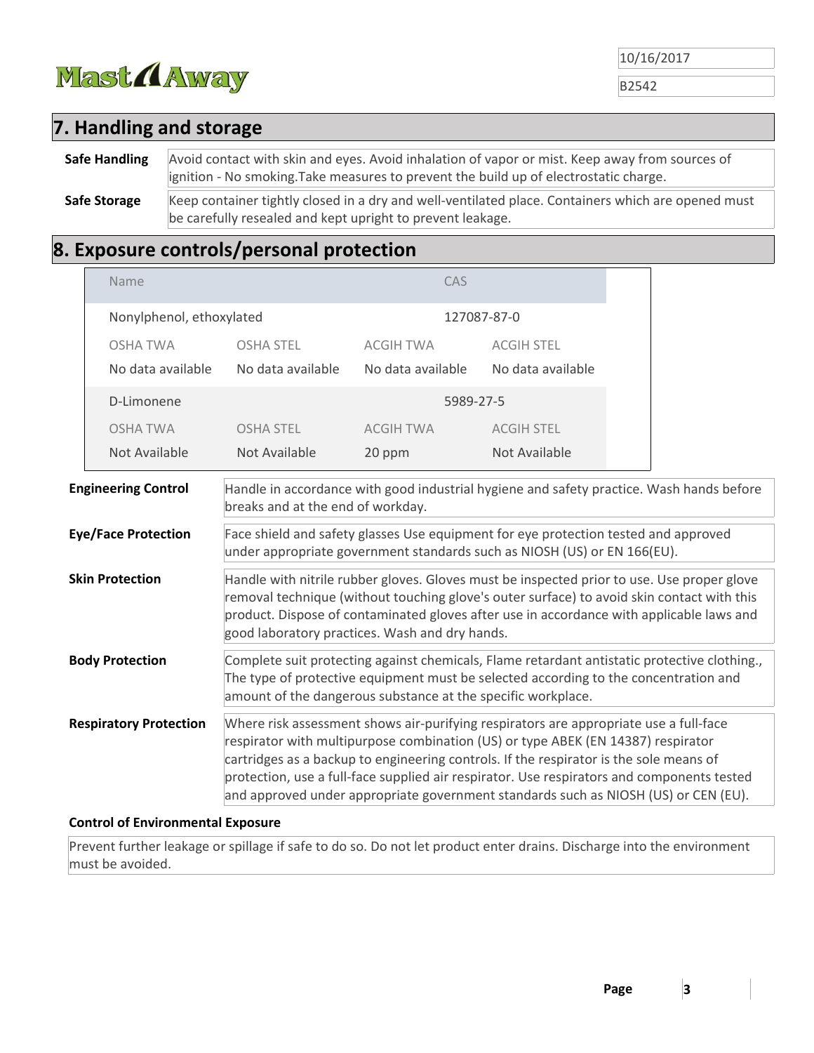## 7. Handling and storage

| | |
|---|---|
| **Safe Handling** | Avoid contact with skin and eyes. Avoid inhalation of vapor or mist. Keep away from sources of ignition - No smoking.Take measures to prevent the build up of electrostatic charge. |
| **Safe Storage** | Keep container tightly closed in a dry and well-ventilated place. Containers which are opened must be carefully resealed and kept upright to prevent leakage. |

## 8. Exposure controls/personal protection

| Name | | CAS | |
|---|---|---|---|
| Nonylphenol, ethoxylated | | 127087-87-0 | |
| OSHA TWA | OSHA STEL | ACGIH TWA | ACGIH STEL |
| No data available | No data available | No data available | No data available |
| D-Limonene | | 5989-27-5 | |
| OSHA TWA | OSHA STEL | ACGIH TWA | ACGIH STEL |
| Not Available | Not Available | 20 ppm | Not Available |

| | |
|---|---|
| **Engineering Control** | Handle in accordance with good industrial hygiene and safety practice. Wash hands before breaks and at the end of workday. |
| **Eye/Face Protection** | Face shield and safety glasses Use equipment for eye protection tested and approved under appropriate government standards such as NIOSH (US) or EN 166(EU). |
| **Skin Protection** | Handle with nitrile rubber gloves. Gloves must be inspected prior to use. Use proper glove removal technique (without touching glove's outer surface) to avoid skin contact with this product. Dispose of contaminated gloves after use in accordance with applicable laws and good laboratory practices. Wash and dry hands. |
| **Body Protection** | Complete suit protecting against chemicals, Flame retardant antistatic protective clothing., The type of protective equipment must be selected according to the concentration and amount of the dangerous substance at the specific workplace. |
| **Respiratory Protection** | Where risk assessment shows air-purifying respirators are appropriate use a full-face respirator with multipurpose combination (US) or type ABEK (EN 14387) respirator cartridges as a backup to engineering controls. If the respirator is the sole means of protection, use a full-face supplied air respirator. Use respirators and components tested and approved under appropriate government standards such as NIOSH (US) or CEN (EU). |

**Control of Environmental Exposure**

Prevent further leakage or spillage if safe to do so. Do not let product enter drains. Discharge into the environment must be avoided.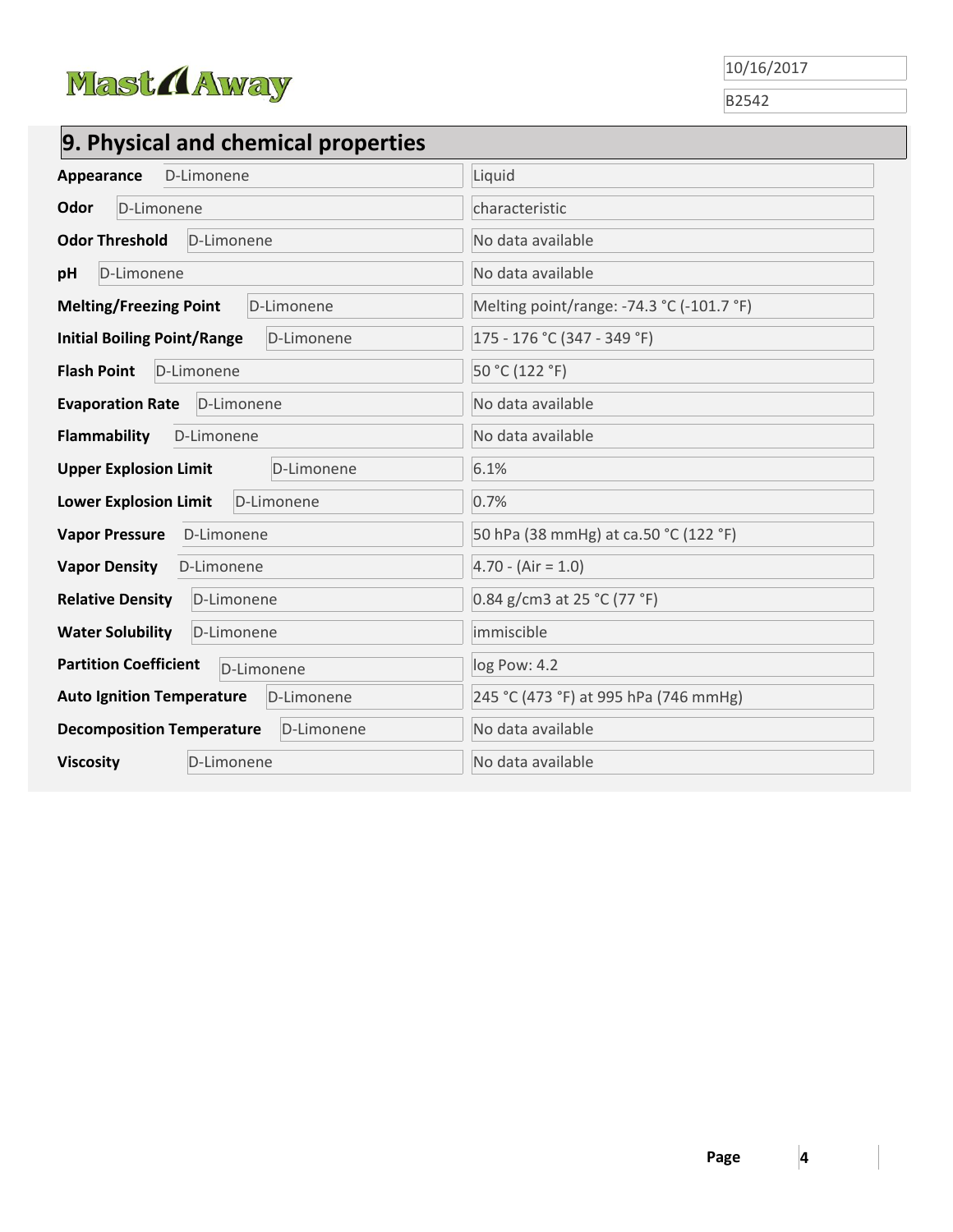## 9. Physical and chemical properties

| Property | Component | Value |
| --- | --- | --- |
| **Appearance** | D-Limonene | Liquid |
| **Odor** | D-Limonene | characteristic |
| **Odor Threshold** | D-Limonene | No data available |
| **pH** | D-Limonene | No data available |
| **Melting/Freezing Point** | D-Limonene | Melting point/range: -74.3 °C (-101.7 °F) |
| **Initial Boiling Point/Range** | D-Limonene | 175 - 176 °C (347 - 349 °F) |
| **Flash Point** | D-Limonene | 50 °C (122 °F) |
| **Evaporation Rate** | D-Limonene | No data available |
| **Flammability** | D-Limonene | No data available |
| **Upper Explosion Limit** | D-Limonene | 6.1% |
| **Lower Explosion Limit** | D-Limonene | 0.7% |
| **Vapor Pressure** | D-Limonene | 50 hPa (38 mmHg) at ca.50 °C (122 °F) |
| **Vapor Density** | D-Limonene | 4.70 - (Air = 1.0) |
| **Relative Density** | D-Limonene | 0.84 g/cm3 at 25 °C (77 °F) |
| **Water Solubility** | D-Limonene | immiscible |
| **Partition Coefficient** | D-Limonene | log Pow: 4.2 |
| **Auto Ignition Temperature** | D-Limonene | 245 °C (473 °F) at 995 hPa (746 mmHg) |
| **Decomposition Temperature** | D-Limonene | No data available |
| **Viscosity** | D-Limonene | No data available |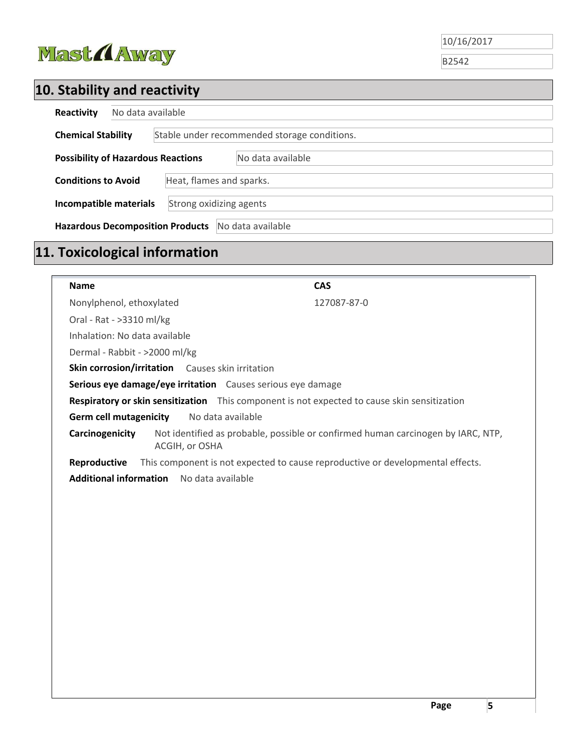## 10. Stability and reactivity

**Reactivity** No data available

**Chemical Stability** Stable under recommended storage conditions.

**Possibility of Hazardous Reactions** No data available

**Conditions to Avoid** Heat, flames and sparks.

**Incompatible materials** Strong oxidizing agents

**Hazardous Decomposition Products** No data available

## 11. Toxicological information

| Name | CAS |
|---|---|
| Nonylphenol, ethoxylated | 127087-87-0 |

Oral - Rat - >3310 ml/kg

Inhalation: No data available

Dermal - Rabbit - >2000 ml/kg

**Skin corrosion/irritation** Causes skin irritation

**Serious eye damage/eye irritation** Causes serious eye damage

**Respiratory or skin sensitization** This component is not expected to cause skin sensitization

**Germ cell mutagenicity** No data available

**Carcinogenicity** Not identified as probable, possible or confirmed human carcinogen by IARC, NTP, ACGIH, or OSHA

**Reproductive** This component is not expected to cause reproductive or developmental effects.

**Additional information** No data available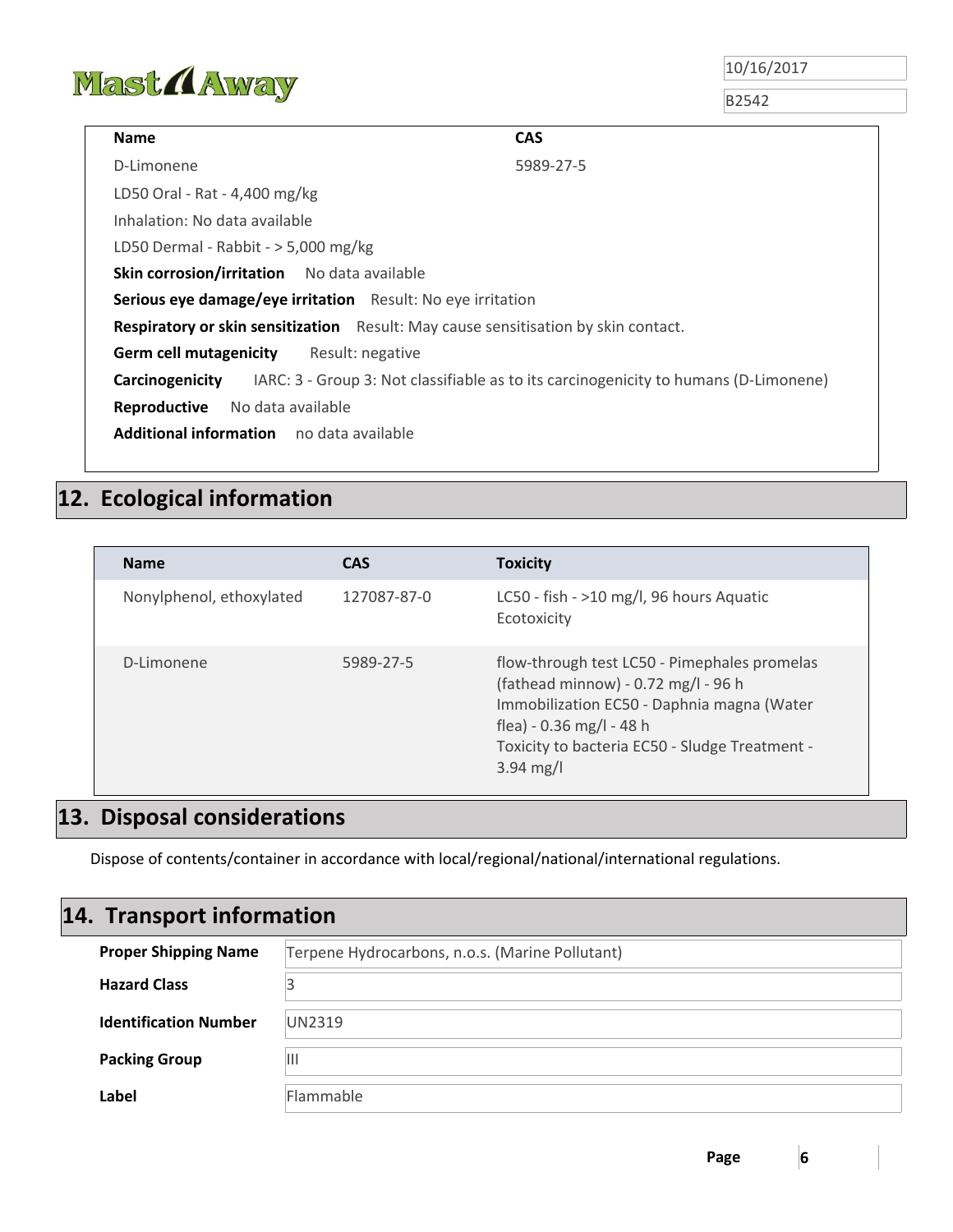| Name | CAS |
| --- | --- |
| D-Limonene | 5989-27-5 |

LD50 Oral - Rat - 4,400 mg/kg

Inhalation: No data available

LD50 Dermal - Rabbit - > 5,000 mg/kg

**Skin corrosion/irritation** No data available

**Serious eye damage/eye irritation** Result: No eye irritation

**Respiratory or skin sensitization** Result: May cause sensitisation by skin contact.

**Germ cell mutagenicity** Result: negative

**Carcinogenicity** IARC: 3 - Group 3: Not classifiable as to its carcinogenicity to humans (D-Limonene)

**Reproductive** No data available

**Additional information** no data available

## 12. Ecological information

| Name | CAS | Toxicity |
| --- | --- | --- |
| Nonylphenol, ethoxylated | 127087-87-0 | LC50 - fish - >10 mg/l, 96 hours Aquatic Ecotoxicity |
| D-Limonene | 5989-27-5 | flow-through test LC50 - Pimephales promelas (fathead minnow) - 0.72 mg/l - 96 h<br>Immobilization EC50 - Daphnia magna (Water flea) - 0.36 mg/l - 48 h<br>Toxicity to bacteria EC50 - Sludge Treatment - 3.94 mg/l |

## 13. Disposal considerations

Dispose of contents/container in accordance with local/regional/national/international regulations.

## 14. Transport information

| | |
| --- | --- |
| **Proper Shipping Name** | Terpene Hydrocarbons, n.o.s. (Marine Pollutant) |
| **Hazard Class** | 3 |
| **Identification Number** | UN2319 |
| **Packing Group** | III |
| **Label** | Flammable |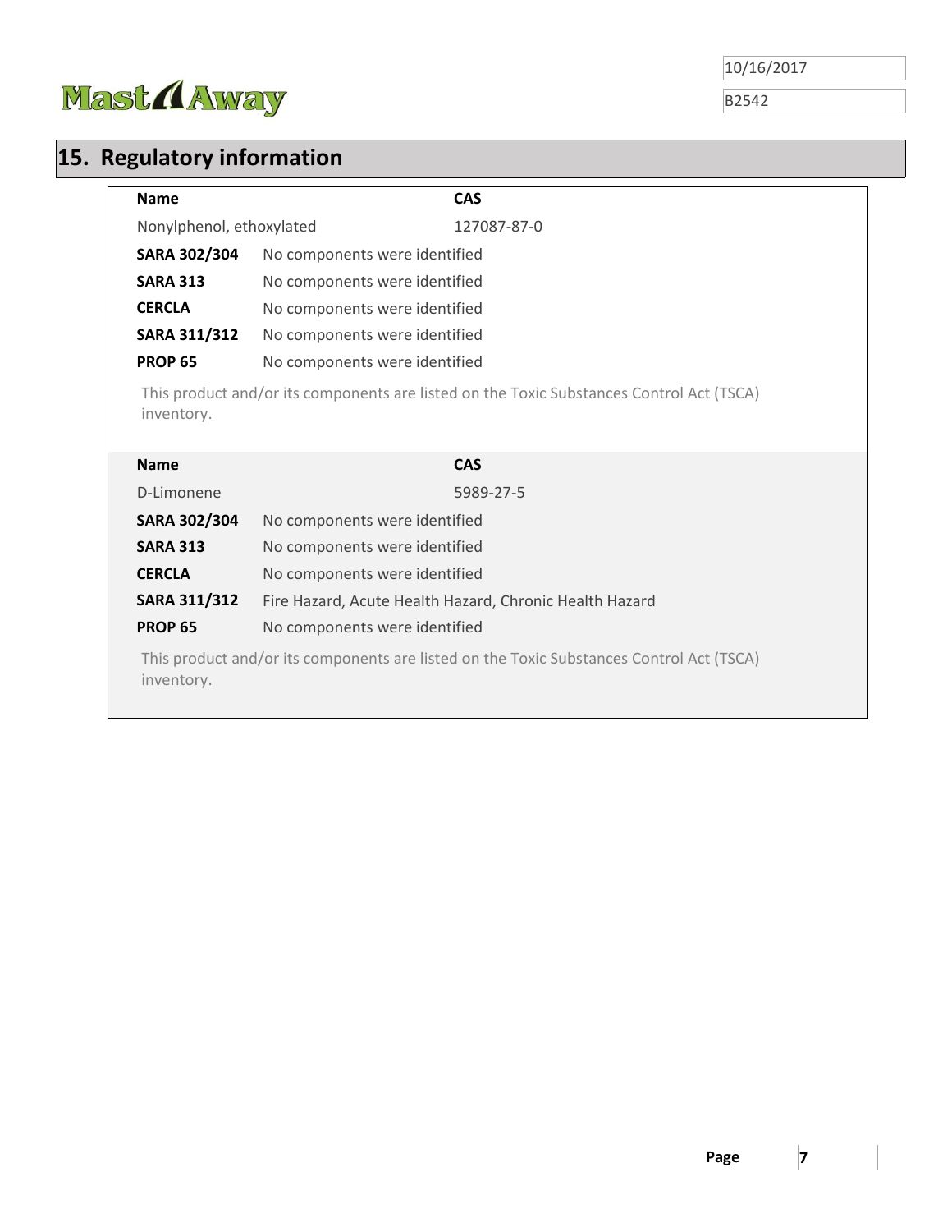## 15. Regulatory information

| Name | CAS |
|---|---|
| Nonylphenol, ethoxylated | 127087-87-0 |

**SARA 302/304** No components were identified

**SARA 313** No components were identified

**CERCLA** No components were identified

**SARA 311/312** No components were identified

**PROP 65** No components were identified

This product and/or its components are listed on the Toxic Substances Control Act (TSCA) inventory.

| Name | CAS |
|---|---|
| D-Limonene | 5989-27-5 |

**SARA 302/304** No components were identified

**SARA 313** No components were identified

**CERCLA** No components were identified

**SARA 311/312** Fire Hazard, Acute Health Hazard, Chronic Health Hazard

**PROP 65** No components were identified

This product and/or its components are listed on the Toxic Substances Control Act (TSCA) inventory.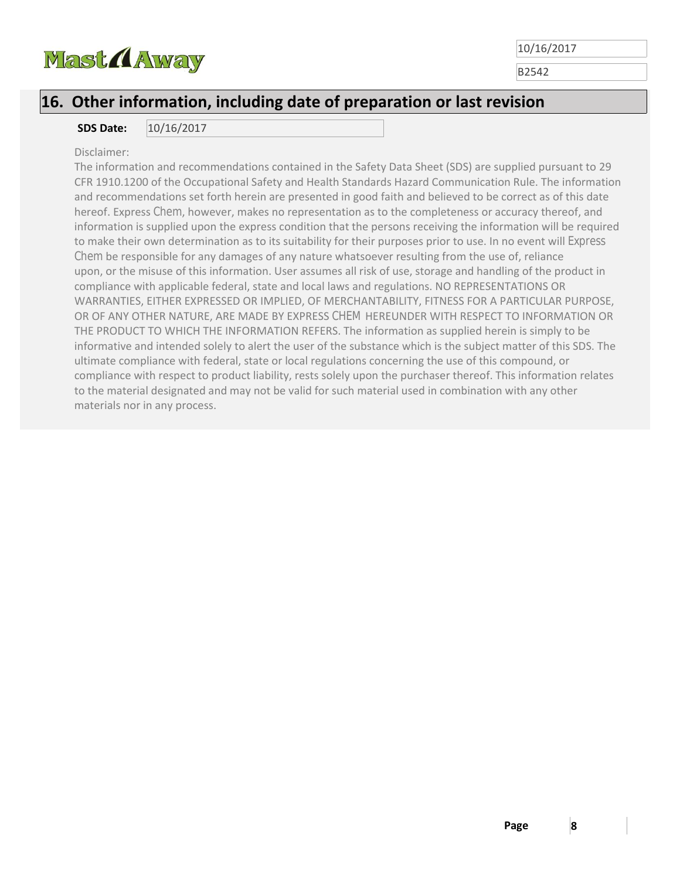## 16. Other information, including date of preparation or last revision

**SDS Date:** 10/16/2017

Disclaimer:

The information and recommendations contained in the Safety Data Sheet (SDS) are supplied pursuant to 29 CFR 1910.1200 of the Occupational Safety and Health Standards Hazard Communication Rule. The information and recommendations set forth herein are presented in good faith and believed to be correct as of this date hereof. Express Chem, however, makes no representation as to the completeness or accuracy thereof, and information is supplied upon the express condition that the persons receiving the information will be required to make their own determination as to its suitability for their purposes prior to use. In no event will Express Chem be responsible for any damages of any nature whatsoever resulting from the use of, reliance upon, or the misuse of this information. User assumes all risk of use, storage and handling of the product in compliance with applicable federal, state and local laws and regulations. NO REPRESENTATIONS OR WARRANTIES, EITHER EXPRESSED OR IMPLIED, OF MERCHANTABILITY, FITNESS FOR A PARTICULAR PURPOSE, OR OF ANY OTHER NATURE, ARE MADE BY EXPRESS CHEM HEREUNDER WITH RESPECT TO INFORMATION OR THE PRODUCT TO WHICH THE INFORMATION REFERS. The information as supplied herein is simply to be informative and intended solely to alert the user of the substance which is the subject matter of this SDS. The ultimate compliance with federal, state or local regulations concerning the use of this compound, or compliance with respect to product liability, rests solely upon the purchaser thereof. This information relates to the material designated and may not be valid for such material used in combination with any other materials nor in any process.